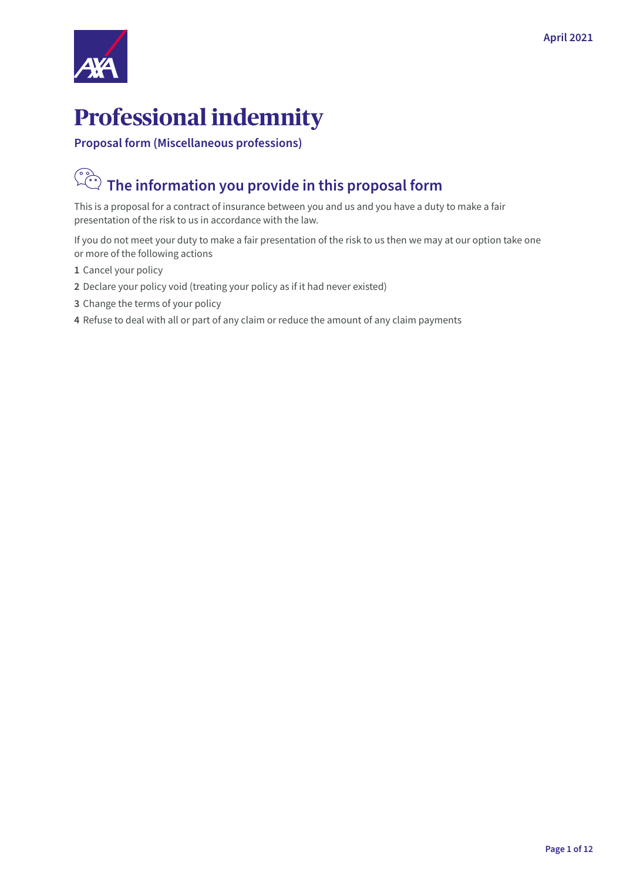April 2021

# Professional indemnity

**Proposal form (Miscellaneous professions)**

## The information you provide in this proposal form

This is a proposal for a contract of insurance between you and us and you have a duty to make a fair presentation of the risk to us in accordance with the law.

If you do not meet your duty to make a fair presentation of the risk to us then we may at our option take one or more of the following actions

1. Cancel your policy
2. Declare your policy void (treating your policy as if it had never existed)
3. Change the terms of your policy
4. Refuse to deal with all or part of any claim or reduce the amount of any claim payments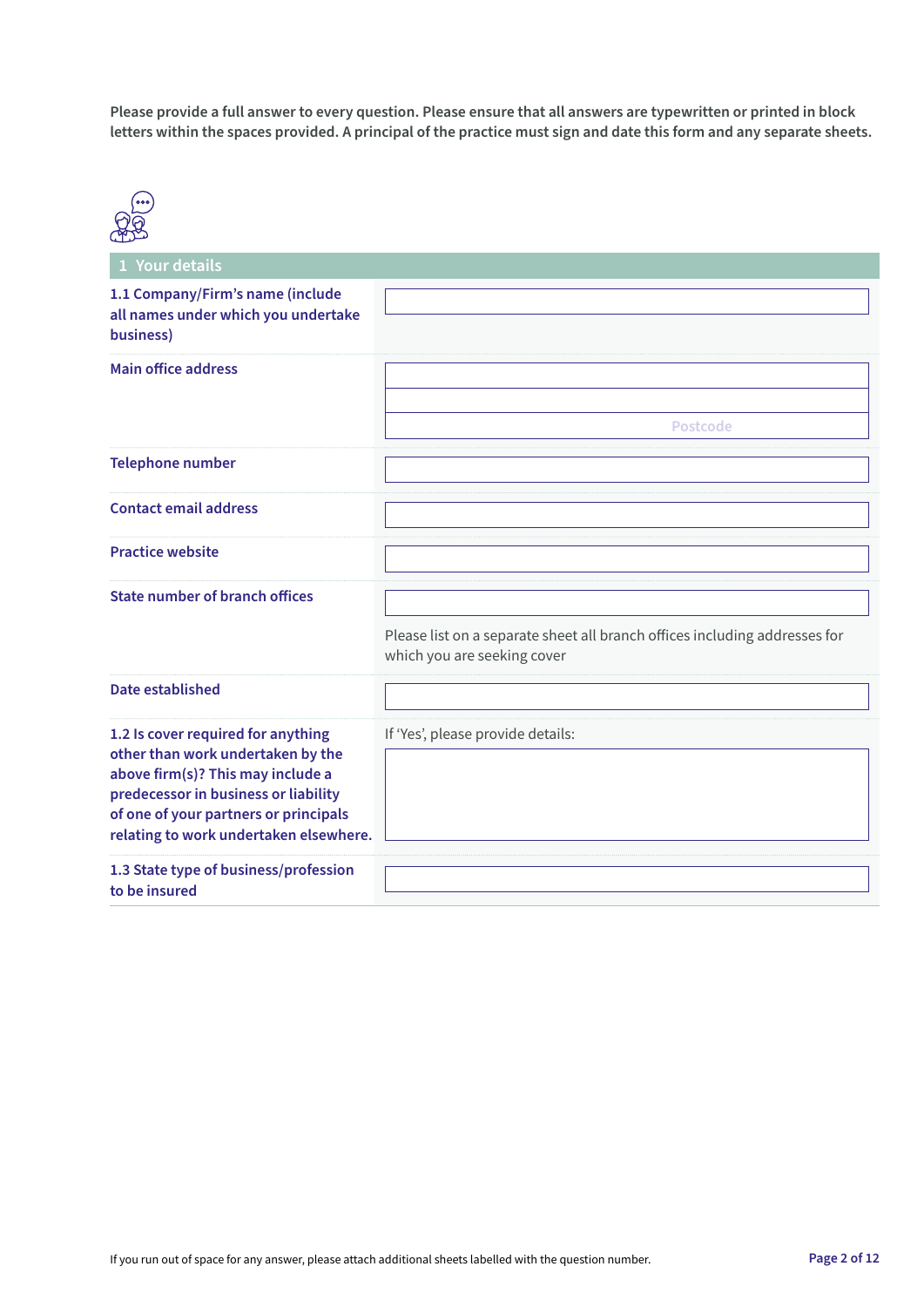**Please provide a full answer to every question. Please ensure that all answers are typewritten or printed in block letters within the spaces provided. A principal of the practice must sign and date this form and any separate sheets.**

## 1 Your details

| | |
|---|---|
| **1.1 Company/Firm's name (include all names under which you undertake business)** | |
| **Main office address** | <br><br>Postcode |
| **Telephone number** | |
| **Contact email address** | |
| **Practice website** | |
| **State number of branch offices** | <br>Please list on a separate sheet all branch offices including addresses for which you are seeking cover |
| **Date established** | |
| **1.2 Is cover required for anything other than work undertaken by the above firm(s)? This may include a predecessor in business or liability of one of your partners or principals relating to work undertaken elsewhere.** | If 'Yes', please provide details: |
| **1.3 State type of business/profession to be insured** | |

If you run out of space for any answer, please attach additional sheets labelled with the question number.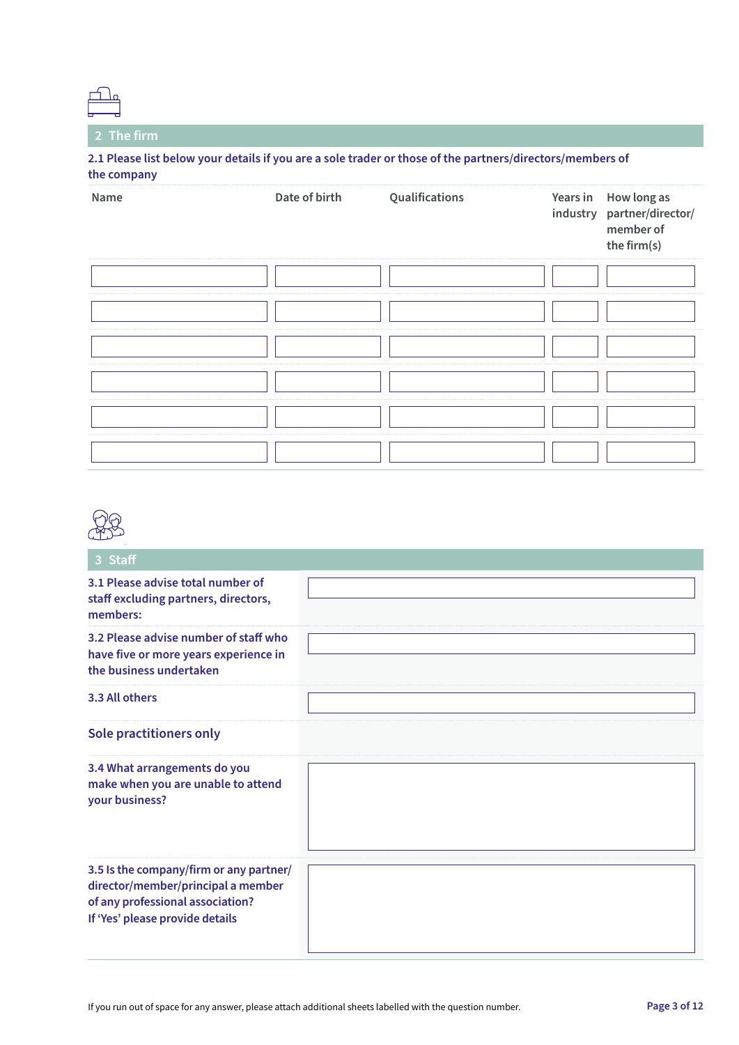## 2 The firm

**2.1 Please list below your details if you are a sole trader or those of the partners/directors/members of the company**

| Name | Date of birth | Qualifications | Years in industry | How long as partner/director/ member of the firm(s) |
|---|---|---|---|---|
| | | | | |
| | | | | |
| | | | | |
| | | | | |
| | | | | |
| | | | | |

## 3 Staff

| | |
|---|---|
| **3.1 Please advise total number of staff excluding partners, directors, members:** | |
| **3.2 Please advise number of staff who have five or more years experience in the business undertaken** | |
| **3.3 All others** | |

### Sole practitioners only

| | |
|---|---|
| **3.4 What arrangements do you make when you are unable to attend your business?** | |
| **3.5 Is the company/firm or any partner/ director/member/principal a member of any professional association? If 'Yes' please provide details** | |

If you run out of space for any answer, please attach additional sheets labelled with the question number.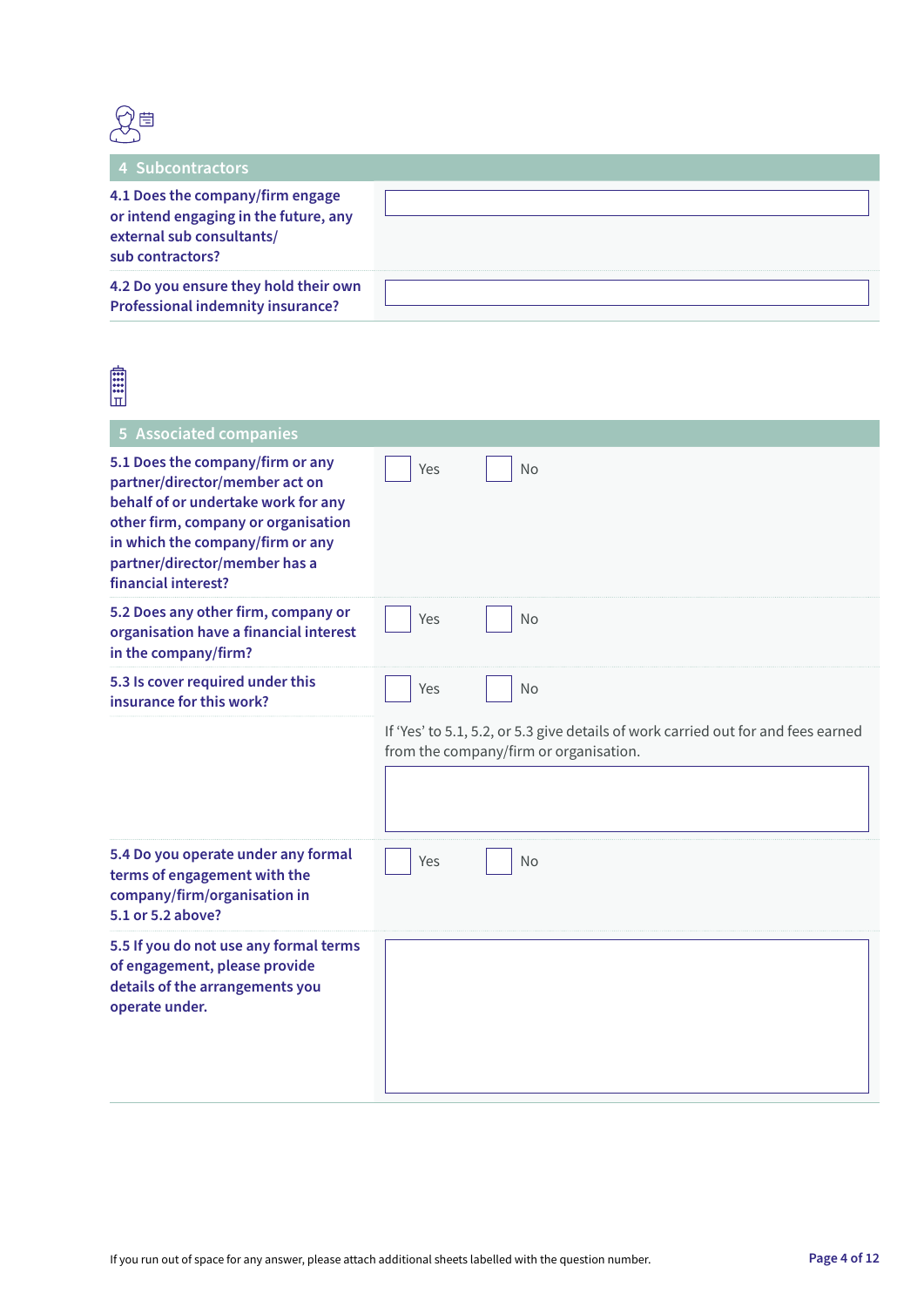## 4 Subcontractors

| Question | Answer |
|---|---|
| **4.1 Does the company/firm engage or intend engaging in the future, any external sub consultants/ sub contractors?** | |
| **4.2 Do you ensure they hold their own Professional indemnity insurance?** | |

## 5 Associated companies

| Question | Answer |
|---|---|
| **5.1 Does the company/firm or any partner/director/member act on behalf of or undertake work for any other firm, company or organisation in which the company/firm or any partner/director/member has a financial interest?** | ☐ Yes ☐ No |
| **5.2 Does any other firm, company or organisation have a financial interest in the company/firm?** | ☐ Yes ☐ No |
| **5.3 Is cover required under this insurance for this work?** | ☐ Yes ☐ No |
| | If 'Yes' to 5.1, 5.2, or 5.3 give details of work carried out for and fees earned from the company/firm or organisation. |
| **5.4 Do you operate under any formal terms of engagement with the company/firm/organisation in 5.1 or 5.2 above?** | ☐ Yes ☐ No |
| **5.5 If you do not use any formal terms of engagement, please provide details of the arrangements you operate under.** | |

If you run out of space for any answer, please attach additional sheets labelled with the question number.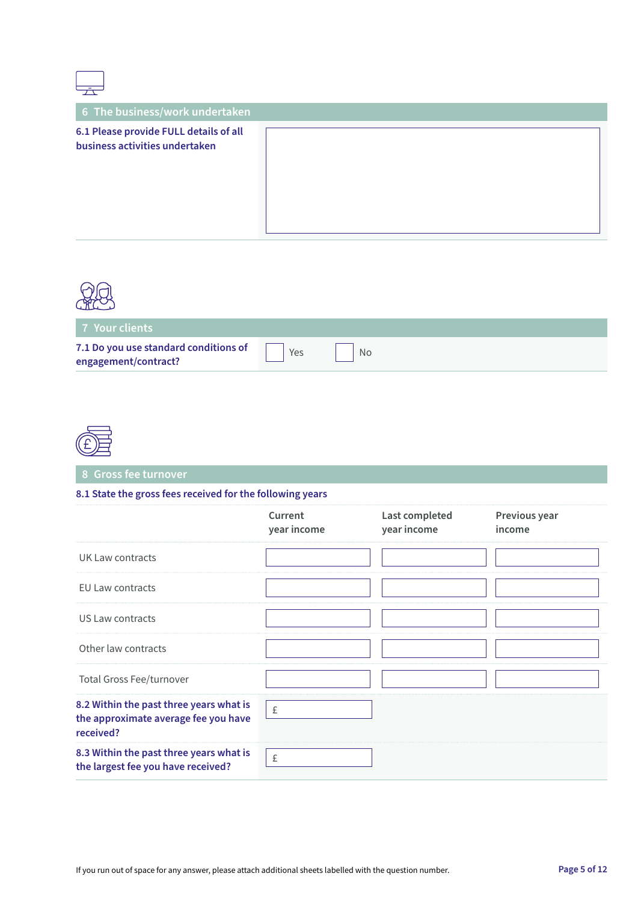## 6 The business/work undertaken

**6.1 Please provide FULL details of all business activities undertaken**

## 7 Your clients

**7.1 Do you use standard conditions of engagement/contract?**

☐ Yes ☐ No

## 8 Gross fee turnover

**8.1 State the gross fees received for the following years**

| | Current year income | Last completed year income | Previous year income |
|---|---|---|---|
| UK Law contracts | | | |
| EU Law contracts | | | |
| US Law contracts | | | |
| Other law contracts | | | |
| Total Gross Fee/turnover | | | |

**8.2 Within the past three years what is the approximate average fee you have received?**

£

**8.3 Within the past three years what is the largest fee you have received?**

£

If you run out of space for any answer, please attach additional sheets labelled with the question number.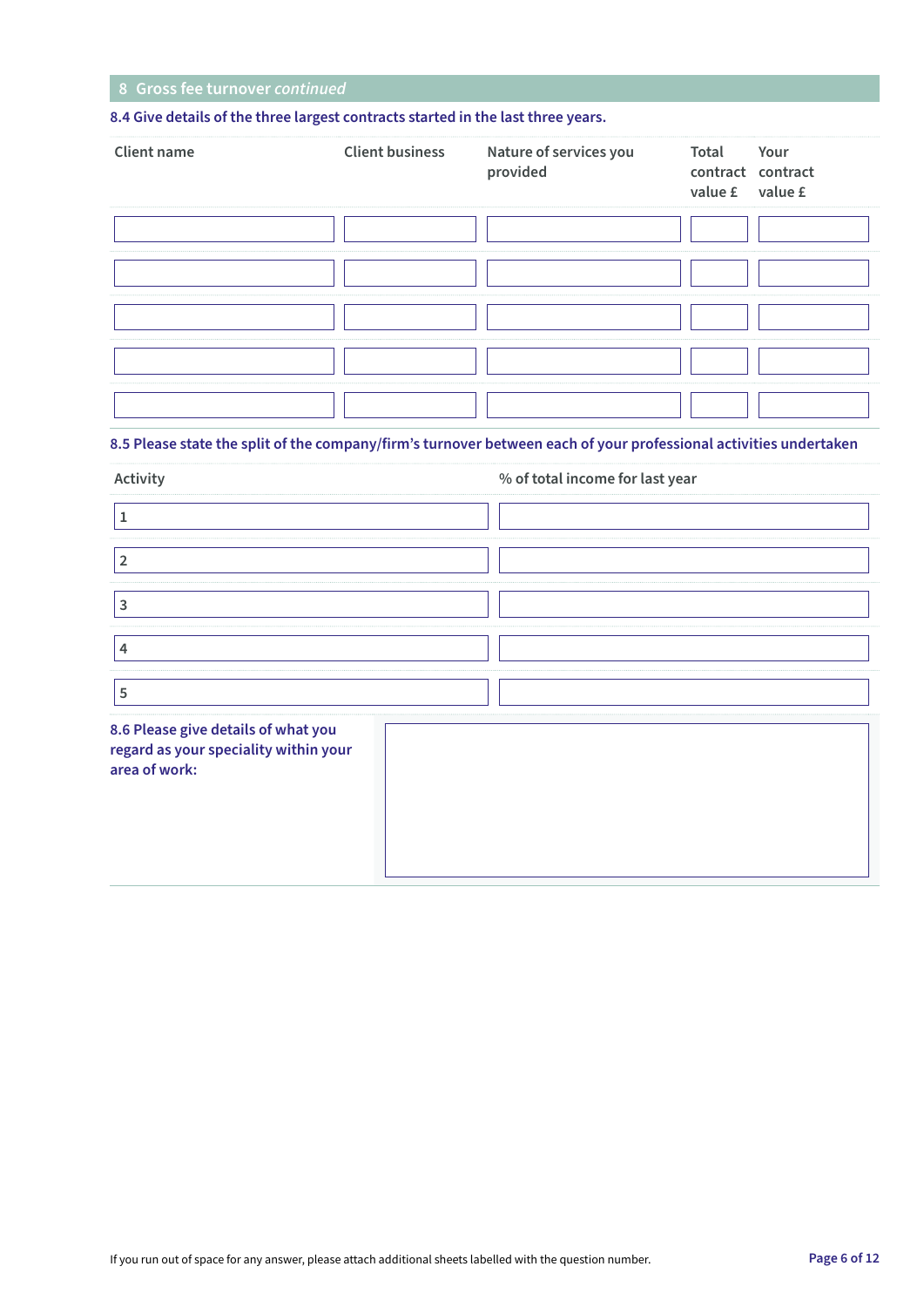## 8 Gross fee turnover *continued*

### 8.4 Give details of the three largest contracts started in the last three years.

| Client name | Client business | Nature of services you provided | Total contract value £ | Your contract value £ |
| --- | --- | --- | --- | --- |
| | | | | |
| | | | | |
| | | | | |
| | | | | |
| | | | | |

### 8.5 Please state the split of the company/firm's turnover between each of your professional activities undertaken

| Activity | % of total income for last year |
| --- | --- |
| 1 | |
| 2 | |
| 3 | |
| 4 | |
| 5 | |

### 8.6 Please give details of what you regard as your speciality within your area of work:

If you run out of space for any answer, please attach additional sheets labelled with the question number.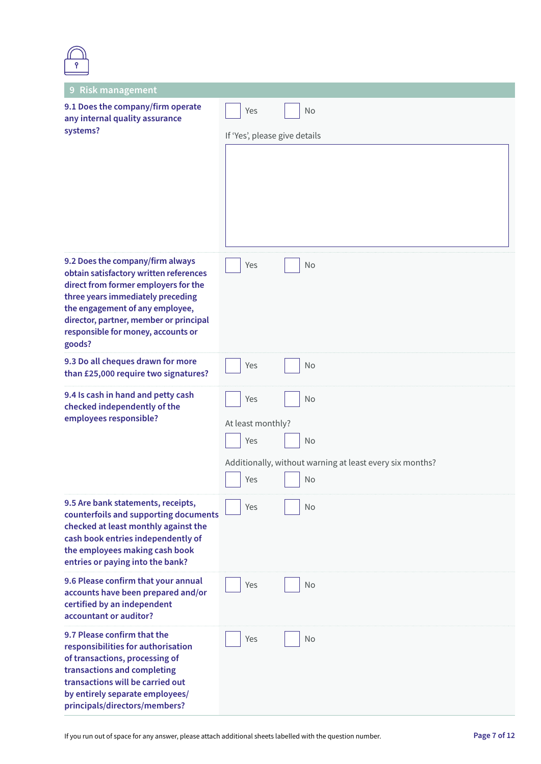## 9 Risk management

**9.1 Does the company/firm operate any internal quality assurance systems?**

☐ Yes ☐ No

If 'Yes', please give details

**9.2 Does the company/firm always obtain satisfactory written references direct from former employers for the three years immediately preceding the engagement of any employee, director, partner, member or principal responsible for money, accounts or goods?**

☐ Yes ☐ No

**9.3 Do all cheques drawn for more than £25,000 require two signatures?**

☐ Yes ☐ No

**9.4 Is cash in hand and petty cash checked independently of the employees responsible?**

☐ Yes ☐ No

At least monthly?

☐ Yes ☐ No

Additionally, without warning at least every six months?

☐ Yes ☐ No

**9.5 Are bank statements, receipts, counterfoils and supporting documents checked at least monthly against the cash book entries independently of the employees making cash book entries or paying into the bank?**

☐ Yes ☐ No

**9.6 Please confirm that your annual accounts have been prepared and/or certified by an independent accountant or auditor?**

☐ Yes ☐ No

**9.7 Please confirm that the responsibilities for authorisation of transactions, processing of transactions and completing transactions will be carried out by entirely separate employees/ principals/directors/members?**

☐ Yes ☐ No

If you run out of space for any answer, please attach additional sheets labelled with the question number.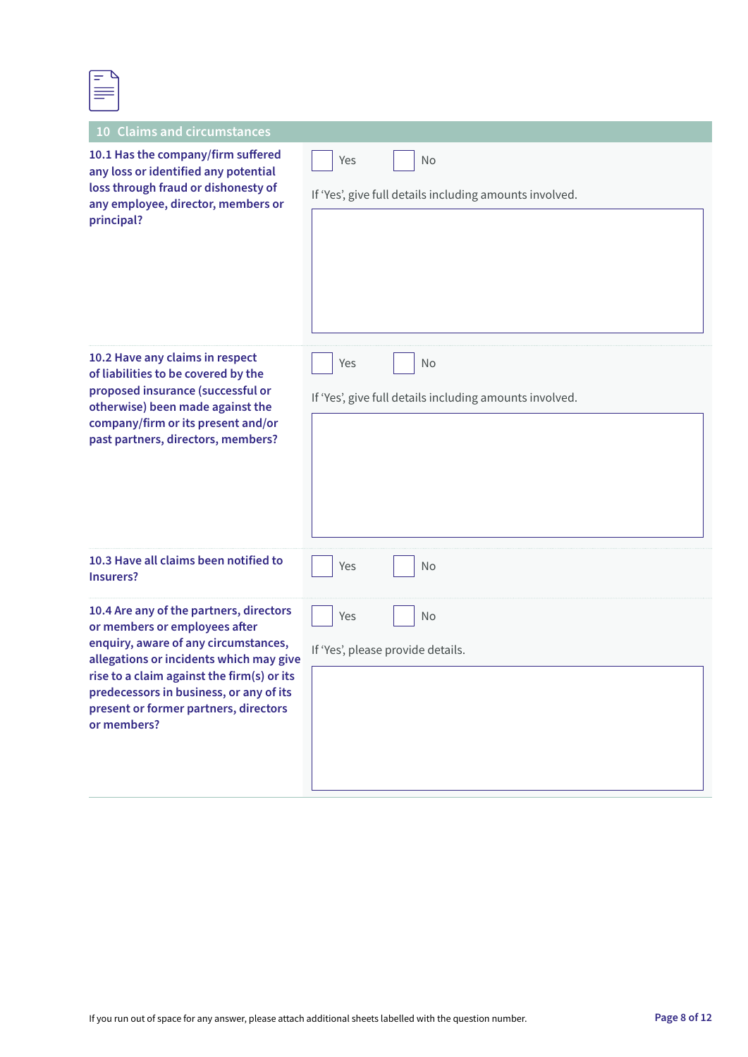## 10 Claims and circumstances

**10.1 Has the company/firm suffered any loss or identified any potential loss through fraud or dishonesty of any employee, director, members or principal?**

☐ Yes ☐ No

If 'Yes', give full details including amounts involved.

**10.2 Have any claims in respect of liabilities to be covered by the proposed insurance (successful or otherwise) been made against the company/firm or its present and/or past partners, directors, members?**

☐ Yes ☐ No

If 'Yes', give full details including amounts involved.

**10.3 Have all claims been notified to Insurers?**

☐ Yes ☐ No

**10.4 Are any of the partners, directors or members or employees after enquiry, aware of any circumstances, allegations or incidents which may give rise to a claim against the firm(s) or its predecessors in business, or any of its present or former partners, directors or members?**

☐ Yes ☐ No

If 'Yes', please provide details.

If you run out of space for any answer, please attach additional sheets labelled with the question number.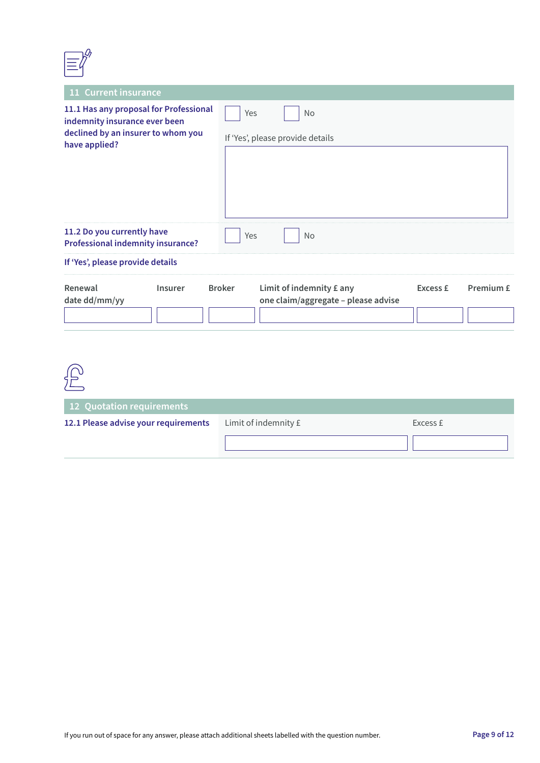## 11 Current insurance

**11.1 Has any proposal for Professional indemnity insurance ever been declined by an insurer to whom you have applied?**

☐ Yes ☐ No

If 'Yes', please provide details

**11.2 Do you currently have Professional indemnity insurance?**

☐ Yes ☐ No

**If 'Yes', please provide details**

| Renewal date dd/mm/yy | Insurer | Broker | Limit of indemnity £ any one claim/aggregate – please advise | Excess £ | Premium £ |
|---|---|---|---|---|---|
| | | | | | |

## 12 Quotation requirements

**12.1 Please advise your requirements**

| Limit of indemnity £ | Excess £ |
|---|---|
| | |

If you run out of space for any answer, please attach additional sheets labelled with the question number.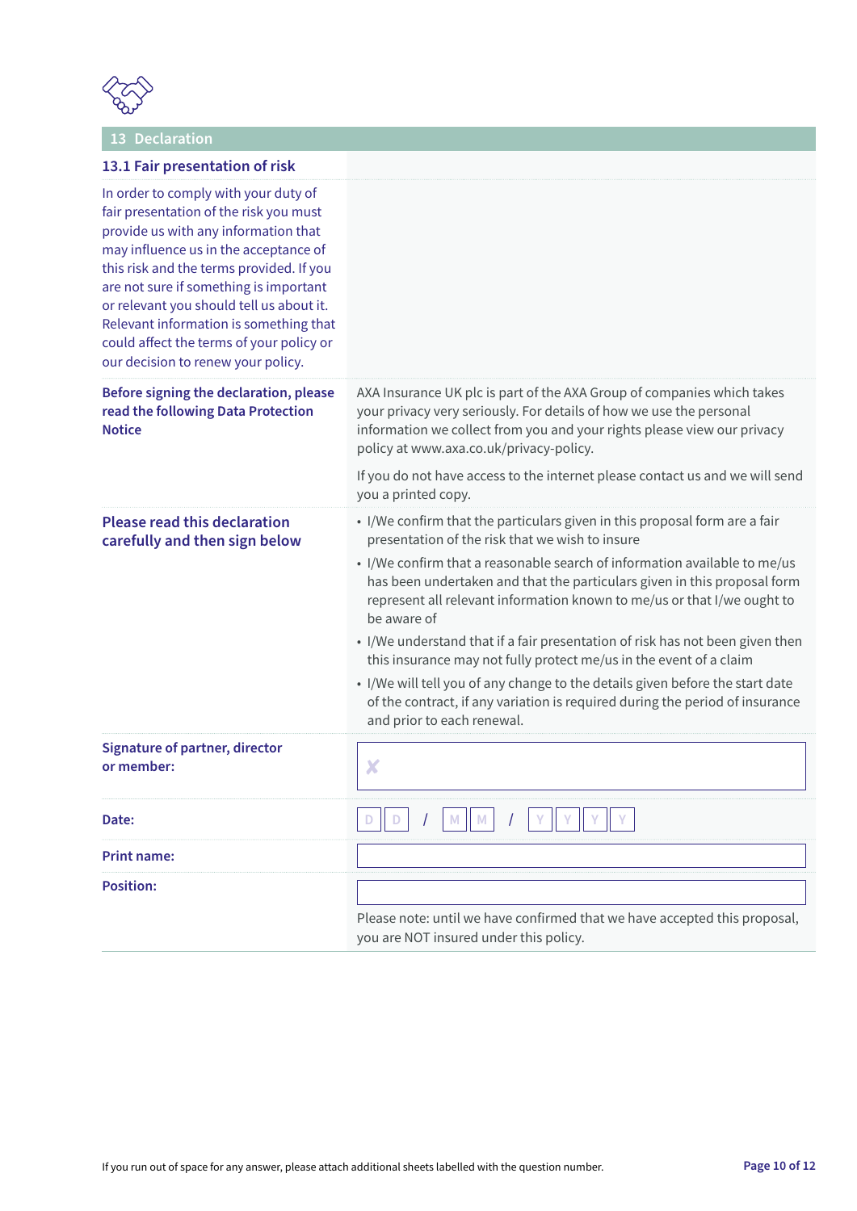## 13 Declaration

### 13.1 Fair presentation of risk

In order to comply with your duty of fair presentation of the risk you must provide us with any information that may influence us in the acceptance of this risk and the terms provided. If you are not sure if something is important or relevant you should tell us about it. Relevant information is something that could affect the terms of your policy or our decision to renew your policy.

**Before signing the declaration, please read the following Data Protection Notice**

AXA Insurance UK plc is part of the AXA Group of companies which takes your privacy very seriously. For details of how we use the personal information we collect from you and your rights please view our privacy policy at www.axa.co.uk/privacy-policy.

If you do not have access to the internet please contact us and we will send you a printed copy.

**Please read this declaration carefully and then sign below**

- I/We confirm that the particulars given in this proposal form are a fair presentation of the risk that we wish to insure
- I/We confirm that a reasonable search of information available to me/us has been undertaken and that the particulars given in this proposal form represent all relevant information known to me/us or that I/we ought to be aware of
- I/We understand that if a fair presentation of risk has not been given then this insurance may not fully protect me/us in the event of a claim
- I/We will tell you of any change to the details given before the start date of the contract, if any variation is required during the period of insurance and prior to each renewal.

| | |
|---|---|
| **Signature of partner, director or member:** | ✘ |
| **Date:** | D D / M M / Y Y Y Y |
| **Print name:** | |
| **Position:** | |

Please note: until we have confirmed that we have accepted this proposal, you are NOT insured under this policy.

If you run out of space for any answer, please attach additional sheets labelled with the question number.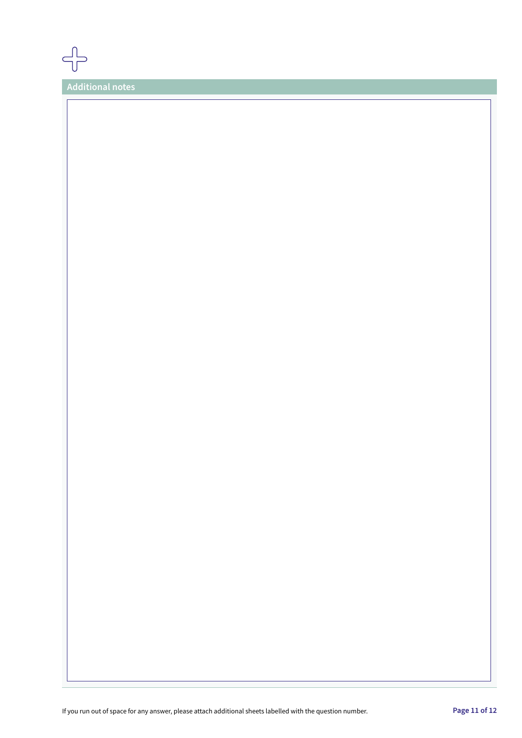## Additional notes

If you run out of space for any answer, please attach additional sheets labelled with the question number.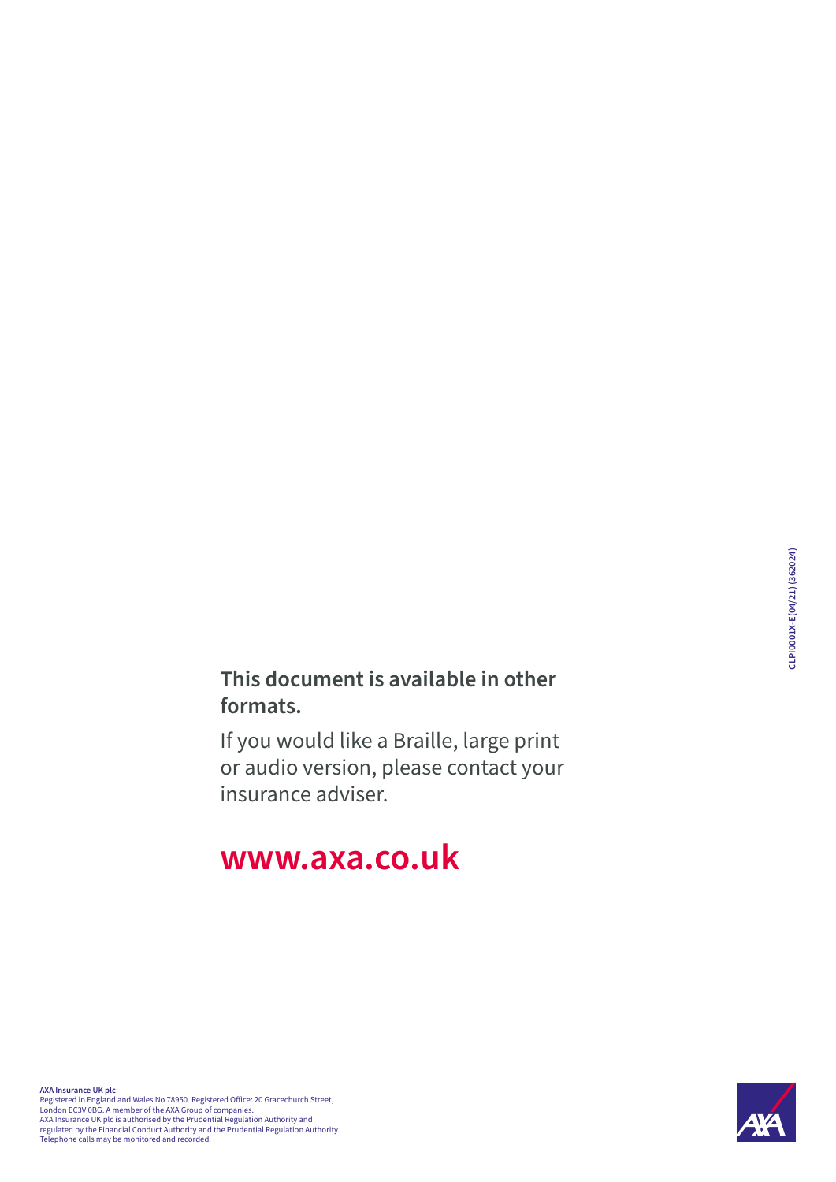**This document is available in other formats.**

If you would like a Braille, large print or audio version, please contact your insurance adviser.

**www.axa.co.uk**

CLPI0001X-E(04/21) (362024)

**AXA Insurance UK plc**
Registered in England and Wales No 78950. Registered Office: 20 Gracechurch Street, London EC3V 0BG. A member of the AXA Group of companies.
AXA Insurance UK plc is authorised by the Prudential Regulation Authority and regulated by the Financial Conduct Authority and the Prudential Regulation Authority.
Telephone calls may be monitored and recorded.